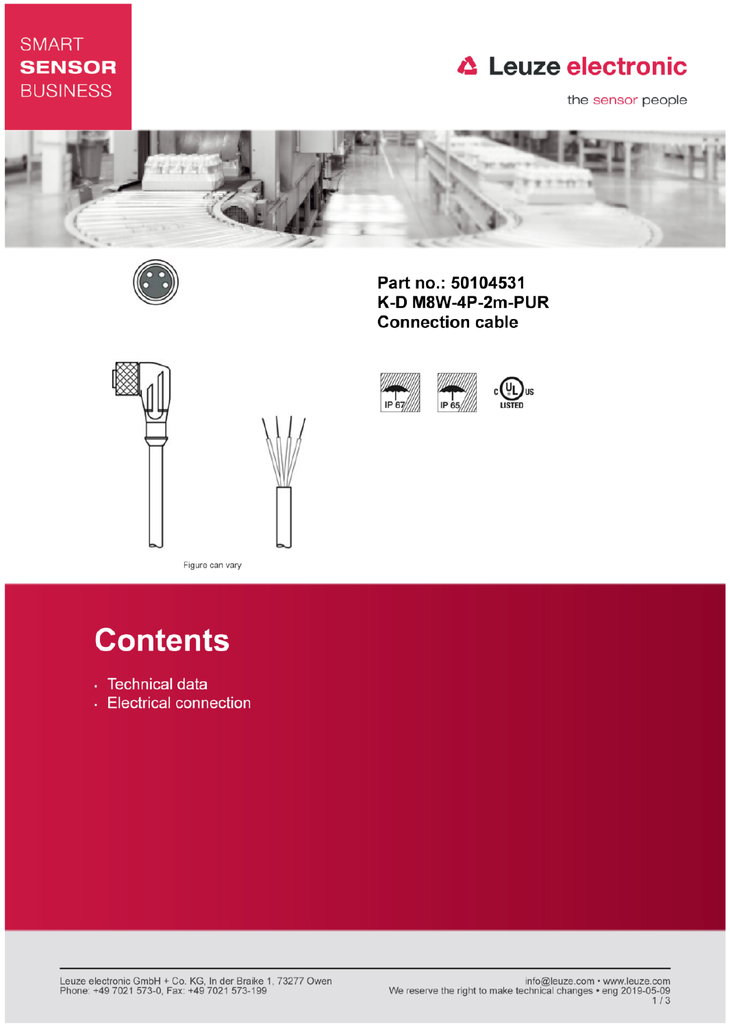SMART
**SENSOR**
BUSINESS

Leuze electronic

the sensor people

**Part no.: 50104531**
**K-D M8W-4P-2m-PUR**
**Connection cable**

IP 67 IP 65 c UL us LISTED

Figure can vary

# Contents

- Technical data
- Electrical connection

Leuze electronic GmbH + Co. KG, In der Braike 1, 73277 Owen
Phone: +49 7021 573-0, Fax: +49 7021 573-199

info@leuze.com • www.leuze.com
We reserve the right to make technical changes • eng 2019-05-09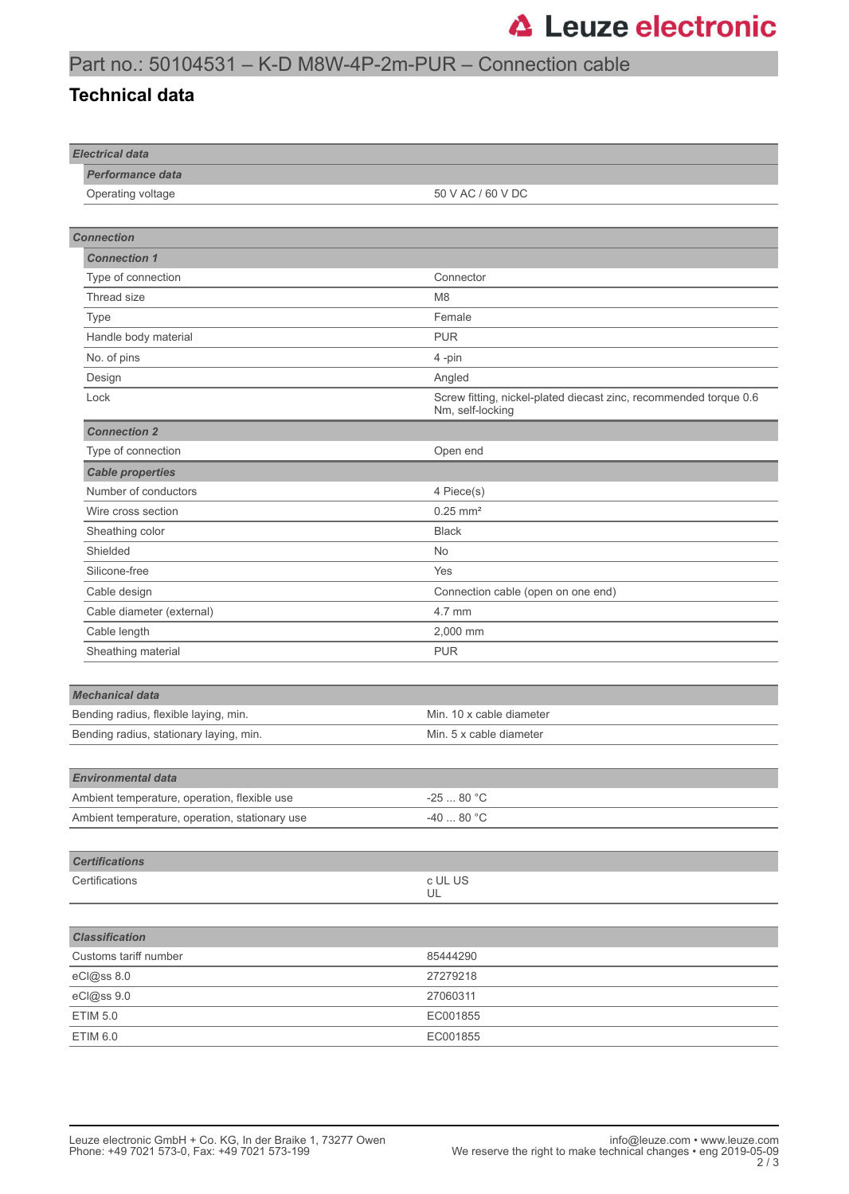Part no.: 50104531 – K-D M8W-4P-2m-PUR – Connection cable

## Technical data

| Electrical data | |
|---|---|
| **Performance data** | |
| Operating voltage | 50 V AC / 60 V DC |

| Connection | |
|---|---|
| **Connection 1** | |
| Type of connection | Connector |
| Thread size | M8 |
| Type | Female |
| Handle body material | PUR |
| No. of pins | 4 -pin |
| Design | Angled |
| Lock | Screw fitting, nickel-plated diecast zinc, recommended torque 0.6 Nm, self-locking |
| **Connection 2** | |
| Type of connection | Open end |
| **Cable properties** | |
| Number of conductors | 4 Piece(s) |
| Wire cross section | 0.25 mm² |
| Sheathing color | Black |
| Shielded | No |
| Silicone-free | Yes |
| Cable design | Connection cable (open on one end) |
| Cable diameter (external) | 4.7 mm |
| Cable length | 2,000 mm |
| Sheathing material | PUR |

| Mechanical data | |
|---|---|
| Bending radius, flexible laying, min. | Min. 10 x cable diameter |
| Bending radius, stationary laying, min. | Min. 5 x cable diameter |

| Environmental data | |
|---|---|
| Ambient temperature, operation, flexible use | -25 ... 80 °C |
| Ambient temperature, operation, stationary use | -40 ... 80 °C |

| Certifications | |
|---|---|
| Certifications | c UL US<br>UL |

| Classification | |
|---|---|
| Customs tariff number | 85444290 |
| eCl@ss 8.0 | 27279218 |
| eCl@ss 9.0 | 27060311 |
| ETIM 5.0 | EC001855 |
| ETIM 6.0 | EC001855 |

Leuze electronic GmbH + Co. KG, In der Braike 1, 73277 Owen
Phone: +49 7021 573-0, Fax: +49 7021 573-199

info@leuze.com • www.leuze.com
We reserve the right to make technical changes • eng 2019-05-09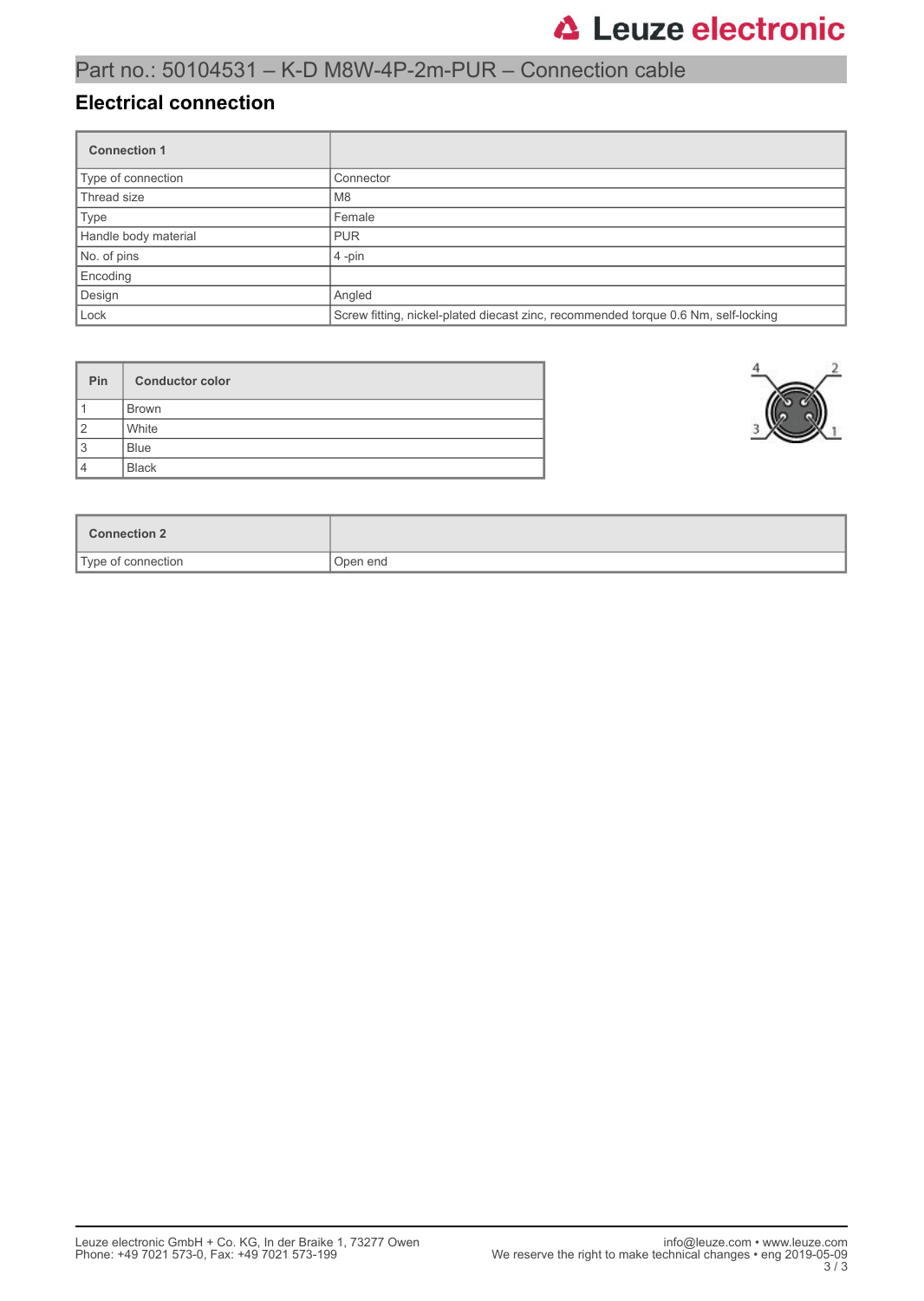Part no.: 50104531 – K-D M8W-4P-2m-PUR – Connection cable

## Electrical connection

| Connection 1 | |
|---|---|
| Type of connection | Connector |
| Thread size | M8 |
| Type | Female |
| Handle body material | PUR |
| No. of pins | 4 -pin |
| Encoding | |
| Design | Angled |
| Lock | Screw fitting, nickel-plated diecast zinc, recommended torque 0.6 Nm, self-locking |

| Pin | Conductor color |
|---|---|
| 1 | Brown |
| 2 | White |
| 3 | Blue |
| 4 | Black |

4 2
3 1

| Connection 2 | |
|---|---|
| Type of connection | Open end |

Leuze electronic GmbH + Co. KG, In der Braike 1, 73277 Owen
Phone: +49 7021 573-0, Fax: +49 7021 573-199

info@leuze.com • www.leuze.com
We reserve the right to make technical changes • eng 2019-05-09